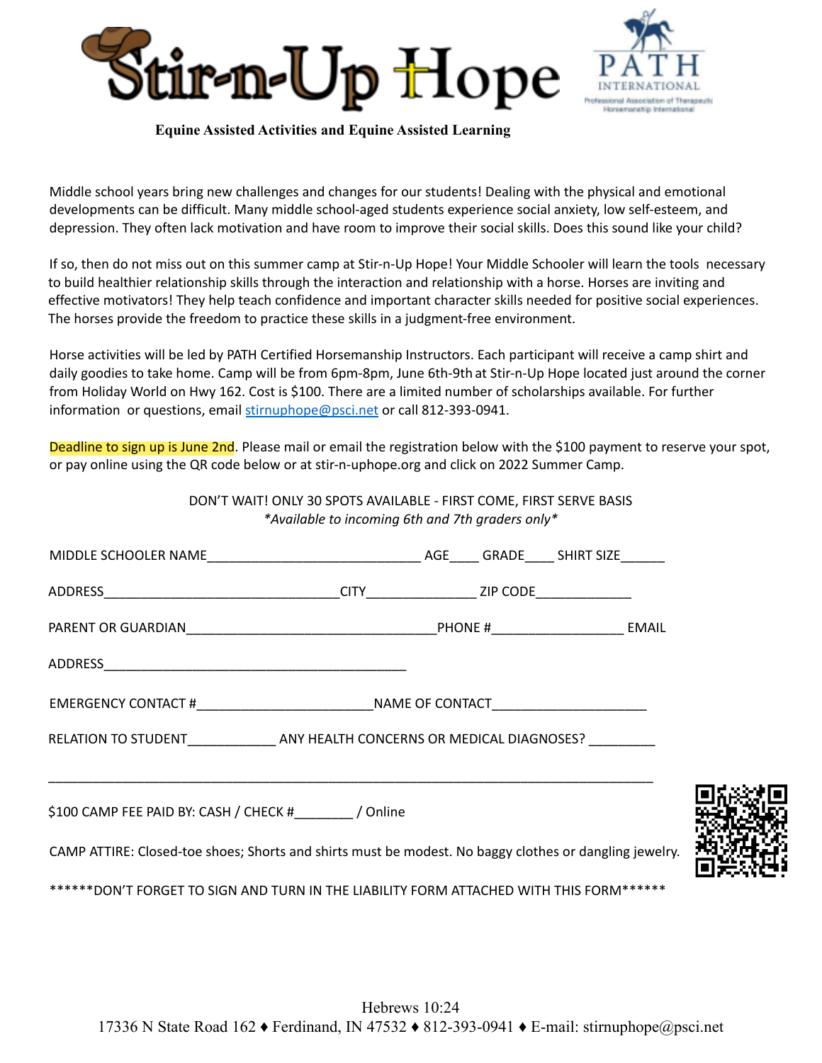# Stir-n-Up Hope

PATH INTERNATIONAL
Professional Association of Therapeutic Horsemanship International

**Equine Assisted Activities and Equine Assisted Learning**

Middle school years bring new challenges and changes for our students! Dealing with the physical and emotional developments can be difficult. Many middle school-aged students experience social anxiety, low self-esteem, and depression. They often lack motivation and have room to improve their social skills. Does this sound like your child?

If so, then do not miss out on this summer camp at Stir-n-Up Hope! Your Middle Schooler will learn the tools necessary to build healthier relationship skills through the interaction and relationship with a horse. Horses are inviting and effective motivators! They help teach confidence and important character skills needed for positive social experiences. The horses provide the freedom to practice these skills in a judgment-free environment.

Horse activities will be led by PATH Certified Horsemanship Instructors. Each participant will receive a camp shirt and daily goodies to take home. Camp will be from 6pm-8pm, June 6th-9th at Stir-n-Up Hope located just around the corner from Holiday World on Hwy 162. Cost is $100. There are a limited number of scholarships available. For further information or questions, email stirnuphope@psci.net or call 812-393-0941.

Deadline to sign up is June 2nd. Please mail or email the registration below with the $100 payment to reserve your spot, or pay online using the QR code below or at stir-n-uphope.org and click on 2022 Summer Camp.

DON'T WAIT! ONLY 30 SPOTS AVAILABLE - FIRST COME, FIRST SERVE BASIS
*Available to incoming 6th and 7th graders only*

MIDDLE SCHOOLER NAME_____________________________ AGE____ GRADE____ SHIRT SIZE______

ADDRESS________________________________CITY_______________ ZIP CODE_____________

PARENT OR GUARDIAN__________________________________PHONE #__________________ EMAIL

ADDRESS__________________________________________

EMERGENCY CONTACT #________________________NAME OF CONTACT_____________________

RELATION TO STUDENT____________ ANY HEALTH CONCERNS OR MEDICAL DIAGNOSES? _________

__________________________________________________________________________________

$100 CAMP FEE PAID BY: CASH / CHECK #________ / Online

CAMP ATTIRE: Closed-toe shoes; Shorts and shirts must be modest. No baggy clothes or dangling jewelry.

******DON'T FORGET TO SIGN AND TURN IN THE LIABILITY FORM ATTACHED WITH THIS FORM******

Hebrews 10:24
17336 N State Road 162 ♦ Ferdinand, IN 47532 ♦ 812-393-0941 ♦ E-mail: stirnuphope@psci.net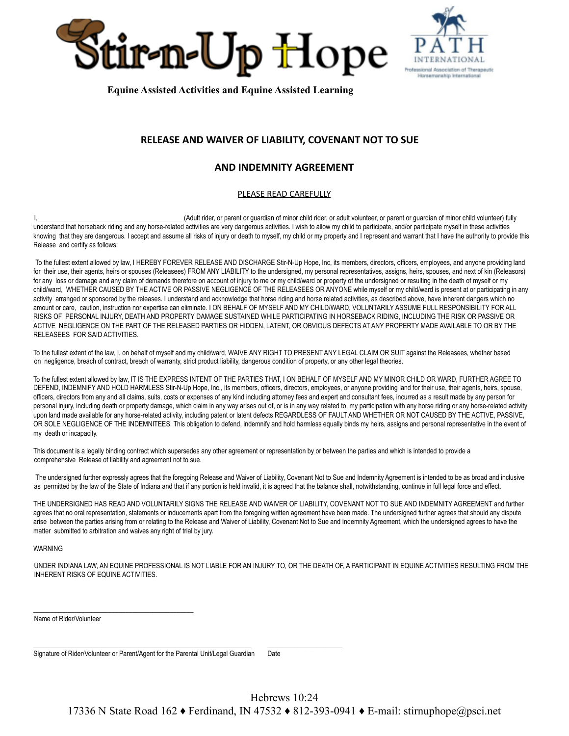# Stir-n-Up Hope

PATH INTERNATIONAL
Professional Association of Therapeutic Horsemanship International

**Equine Assisted Activities and Equine Assisted Learning**

## RELEASE AND WAIVER OF LIABILITY, COVENANT NOT TO SUE

## AND INDEMNITY AGREEMENT

PLEASE READ CAREFULLY

I, ________________________________________ (Adult rider, or parent or guardian of minor child rider, or adult volunteer, or parent or guardian of minor child volunteer) fully understand that horseback riding and any horse-related activities are very dangerous activities. I wish to allow my child to participate, and/or participate myself in these activities knowing that they are dangerous. I accept and assume all risks of injury or death to myself, my child or my property and I represent and warrant that I have the authority to provide this Release and certify as follows:

To the fullest extent allowed by law, I HEREBY FOREVER RELEASE AND DISCHARGE Stir-N-Up Hope, Inc, its members, directors, officers, employees, and anyone providing land for their use, their agents, heirs or spouses (Releasees) FROM ANY LIABILITY to the undersigned, my personal representatives, assigns, heirs, spouses, and next of kin (Releasors) for any loss or damage and any claim of demands therefore on account of injury to me or my child/ward or property of the undersigned or resulting in the death of myself or my child/ward, WHETHER CAUSED BY THE ACTIVE OR PASSIVE NEGLIGENCE OF THE RELEASEES OR ANYONE while myself or my child/ward is present at or participating in any activity arranged or sponsored by the releases. I understand and acknowledge that horse riding and horse related activities, as described above, have inherent dangers which no amount or care, caution, instruction nor expertise can eliminate. I ON BEHALF OF MYSELF AND MY CHILD/WARD, VOLUNTARILY ASSUME FULL RESPONSIBILITY FOR ALL RISKS OF PERSONAL INJURY, DEATH AND PROPERTY DAMAGE SUSTAINED WHILE PARTICIPATING IN HORSEBACK RIDING, INCLUDING THE RISK OR PASSIVE OR ACTIVE NEGLIGENCE ON THE PART OF THE RELEASED PARTIES OR HIDDEN, LATENT, OR OBVIOUS DEFECTS AT ANY PROPERTY MADE AVAILABLE TO OR BY THE RELEASEES FOR SAID ACTIVITIES.

To the fullest extent of the law, I, on behalf of myself and my child/ward, WAIVE ANY RIGHT TO PRESENT ANY LEGAL CLAIM OR SUIT against the Releasees, whether based on negligence, breach of contract, breach of warranty, strict product liability, dangerous condition of property, or any other legal theories.

To the fullest extent allowed by law, IT IS THE EXPRESS INTENT OF THE PARTIES THAT, I ON BEHALF OF MYSELF AND MY MINOR CHILD OR WARD, FURTHER AGREE TO DEFEND, INDEMNIFY AND HOLD HARMLESS Stir-N-Up Hope, Inc., its members, officers, directors, employees, or anyone providing land for their use, their agents, heirs, spouse, officers, directors from any and all claims, suits, costs or expenses of any kind including attorney fees and expert and consultant fees, incurred as a result made by any person for personal injury, including death or property damage, which claim in any way arises out of, or is in any way related to, my participation with any horse riding or any horse-related activity upon land made available for any horse-related activity, including patent or latent defects REGARDLESS OF FAULT AND WHETHER OR NOT CAUSED BY THE ACTIVE, PASSIVE, OR SOLE NEGLIGENCE OF THE INDEMNITEES. This obligation to defend, indemnify and hold harmless equally binds my heirs, assigns and personal representative in the event of my death or incapacity.

This document is a legally binding contract which supersedes any other agreement or representation by or between the parties and which is intended to provide a comprehensive Release of liability and agreement not to sue.

The undersigned further expressly agrees that the foregoing Release and Waiver of Liability, Covenant Not to Sue and Indemnity Agreement is intended to be as broad and inclusive as permitted by the law of the State of Indiana and that if any portion is held invalid, it is agreed that the balance shall, notwithstanding, continue in full legal force and effect.

THE UNDERSIGNED HAS READ AND VOLUNTARILY SIGNS THE RELEASE AND WAIVER OF LIABILITY, COVENANT NOT TO SUE AND INDEMNITY AGREEMENT and further agrees that no oral representation, statements or inducements apart from the foregoing written agreement have been made. The undersigned further agrees that should any dispute arise between the parties arising from or relating to the Release and Waiver of Liability, Covenant Not to Sue and Indemnity Agreement, which the undersigned agrees to have the matter submitted to arbitration and waives any right of trial by jury.

WARNING

UNDER INDIANA LAW, AN EQUINE PROFESSIONAL IS NOT LIABLE FOR AN INJURY TO, OR THE DEATH OF, A PARTICIPANT IN EQUINE ACTIVITIES RESULTING FROM THE INHERENT RISKS OF EQUINE ACTIVITIES.

_____________________________________________
Name of Rider/Volunteer

_____________________________________________ ____________________
Signature of Rider/Volunteer or Parent/Agent for the Parental Unit/Legal Guardian Date

Hebrews 10:24

17336 N State Road 162 ♦ Ferdinand, IN 47532 ♦ 812-393-0941 ♦ E-mail: stirnuphope@psci.net